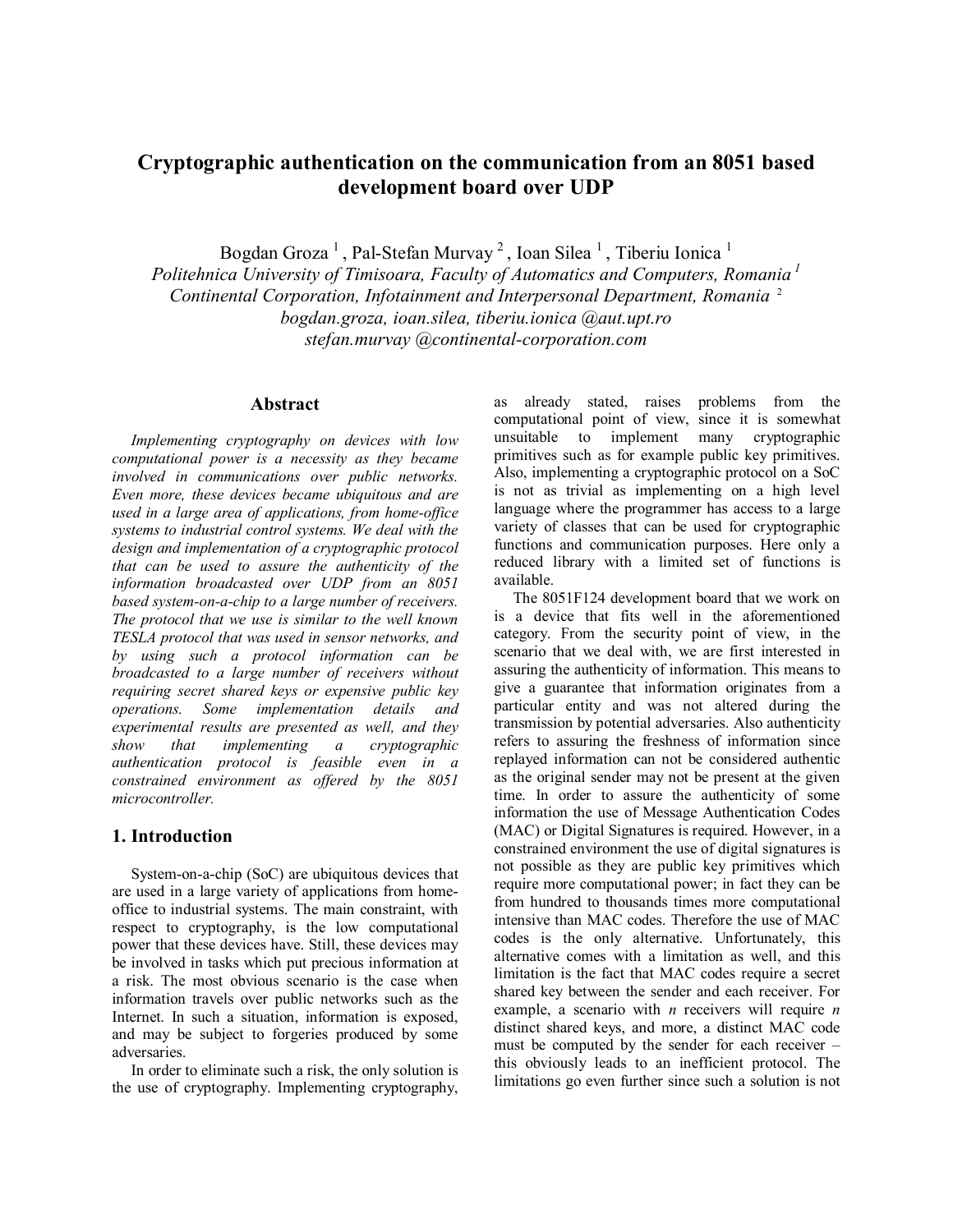# Cryptographic authentication on the communication from an 8051 based development board over UDP

Bogdan Groza [1] , Pal-Stefan Murvay [2] , Ioan Silea [1] , Tiberiu Ionica [1]

*Politehnica University of Timisoara, Faculty of Automatics and Computers, Romania [1]*

*Continental Corporation, Infotainment and Interpersonal Department, Romania [2]*

*bogdan.groza, ioan.silea, tiberiu.ionica @aut.upt.ro*

*stefan.murvay @continental-corporation.com*

## Abstract

*Implementing cryptography on devices with low computational power is a necessity as they became involved in communications over public networks. Even more, these devices became ubiquitous and are used in a large area of applications, from home-office systems to industrial control systems. We deal with the design and implementation of a cryptographic protocol that can be used to assure the authenticity of the information broadcasted over UDP from an 8051 based system-on-a-chip to a large number of receivers. The protocol that we use is similar to the well known TESLA protocol that was used in sensor networks, and by using such a protocol information can be broadcasted to a large number of receivers without requiring secret shared keys or expensive public key operations. Some implementation details and experimental results are presented as well, and they show that implementing a cryptographic authentication protocol is feasible even in a constrained environment as offered by the 8051 microcontroller.*

## 1. Introduction

System-on-a-chip (SoC) are ubiquitous devices that are used in a large variety of applications from home-office to industrial systems. The main constraint, with respect to cryptography, is the low computational power that these devices have. Still, these devices may be involved in tasks which put precious information at a risk. The most obvious scenario is the case when information travels over public networks such as the Internet. In such a situation, information is exposed, and may be subject to forgeries produced by some adversaries.

In order to eliminate such a risk, the only solution is the use of cryptography. Implementing cryptography, as already stated, raises problems from the computational point of view, since it is somewhat unsuitable to implement many cryptographic primitives such as for example public key primitives. Also, implementing a cryptographic protocol on a SoC is not as trivial as implementing on a high level language where the programmer has access to a large variety of classes that can be used for cryptographic functions and communication purposes. Here only a reduced library with a limited set of functions is available.

The 8051F124 development board that we work on is a device that fits well in the aforementioned category. From the security point of view, in the scenario that we deal with, we are first interested in assuring the authenticity of information. This means to give a guarantee that information originates from a particular entity and was not altered during the transmission by potential adversaries. Also authenticity refers to assuring the freshness of information since replayed information can not be considered authentic as the original sender may not be present at the given time. In order to assure the authenticity of some information the use of Message Authentication Codes (MAC) or Digital Signatures is required. However, in a constrained environment the use of digital signatures is not possible as they are public key primitives which require more computational power; in fact they can be from hundred to thousands times more computational intensive than MAC codes. Therefore the use of MAC codes is the only alternative. Unfortunately, this alternative comes with a limitation as well, and this limitation is the fact that MAC codes require a secret shared key between the sender and each receiver. For example, a scenario with *n* receivers will require *n* distinct shared keys, and more, a distinct MAC code must be computed by the sender for each receiver – this obviously leads to an inefficient protocol. The limitations go even further since such a solution is not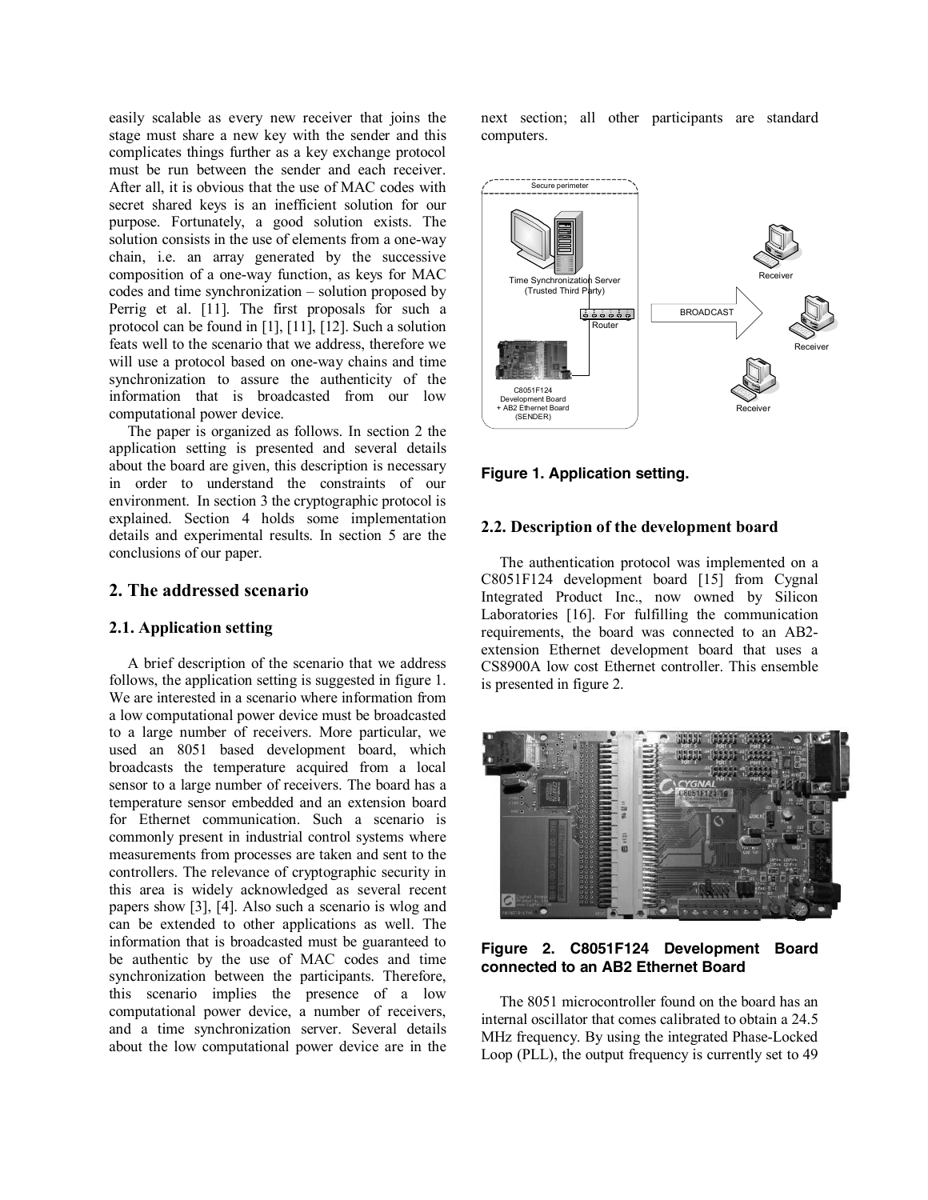easily scalable as every new receiver that joins the stage must share a new key with the sender and this complicates things further as a key exchange protocol must be run between the sender and each receiver. After all, it is obvious that the use of MAC codes with secret shared keys is an inefficient solution for our purpose. Fortunately, a good solution exists. The solution consists in the use of elements from a one-way chain, i.e. an array generated by the successive composition of a one-way function, as keys for MAC codes and time synchronization – solution proposed by Perrig et al. [11]. The first proposals for such a protocol can be found in [1], [11], [12]. Such a solution feats well to the scenario that we address, therefore we will use a protocol based on one-way chains and time synchronization to assure the authenticity of the information that is broadcasted from our low computational power device.

The paper is organized as follows. In section 2 the application setting is presented and several details about the board are given, this description is necessary in order to understand the constraints of our environment. In section 3 the cryptographic protocol is explained. Section 4 holds some implementation details and experimental results. In section 5 are the conclusions of our paper.

## 2. The addressed scenario

### 2.1. Application setting

A brief description of the scenario that we address follows, the application setting is suggested in figure 1. We are interested in a scenario where information from a low computational power device must be broadcasted to a large number of receivers. More particular, we used an 8051 based development board, which broadcasts the temperature acquired from a local sensor to a large number of receivers. The board has a temperature sensor embedded and an extension board for Ethernet communication. Such a scenario is commonly present in industrial control systems where measurements from processes are taken and sent to the controllers. The relevance of cryptographic security in this area is widely acknowledged as several recent papers show [3], [4]. Also such a scenario is wlog and can be extended to other applications as well. The information that is broadcasted must be guaranteed to be authentic by the use of MAC codes and time synchronization between the participants. Therefore, this scenario implies the presence of a low computational power device, a number of receivers, and a time synchronization server. Several details about the low computational power device are in the next section; all other participants are standard computers.

**Figure 1. Application setting.**

### 2.2. Description of the development board

The authentication protocol was implemented on a C8051F124 development board [15] from Cygnal Integrated Product Inc., now owned by Silicon Laboratories [16]. For fulfilling the communication requirements, the board was connected to an AB2-extension Ethernet development board that uses a CS8900A low cost Ethernet controller. This ensemble is presented in figure 2.

**Figure 2. C8051F124 Development Board connected to an AB2 Ethernet Board**

The 8051 microcontroller found on the board has an internal oscillator that comes calibrated to obtain a 24.5 MHz frequency. By using the integrated Phase-Locked Loop (PLL), the output frequency is currently set to 49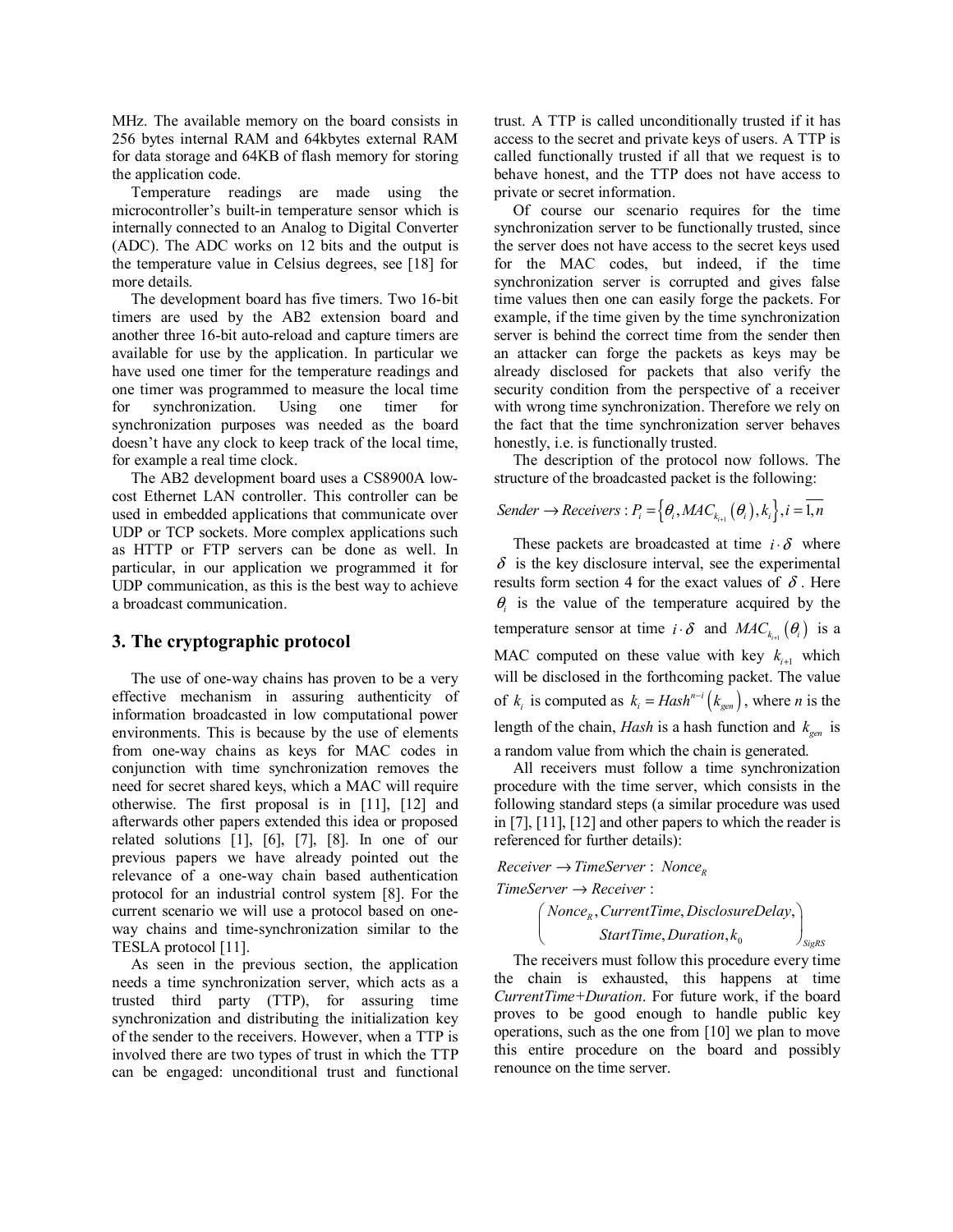MHz. The available memory on the board consists in 256 bytes internal RAM and 64kbytes external RAM for data storage and 64KB of flash memory for storing the application code.

Temperature readings are made using the microcontroller's built-in temperature sensor which is internally connected to an Analog to Digital Converter (ADC). The ADC works on 12 bits and the output is the temperature value in Celsius degrees, see [18] for more details.

The development board has five timers. Two 16-bit timers are used by the AB2 extension board and another three 16-bit auto-reload and capture timers are available for use by the application. In particular we have used one timer for the temperature readings and one timer was programmed to measure the local time for synchronization. Using one timer for synchronization purposes was needed as the board doesn't have any clock to keep track of the local time, for example a real time clock.

The AB2 development board uses a CS8900A low-cost Ethernet LAN controller. This controller can be used in embedded applications that communicate over UDP or TCP sockets. More complex applications such as HTTP or FTP servers can be done as well. In particular, in our application we programmed it for UDP communication, as this is the best way to achieve a broadcast communication.

## 3. The cryptographic protocol

The use of one-way chains has proven to be a very effective mechanism in assuring authenticity of information broadcasted in low computational power environments. This is because by the use of elements from one-way chains as keys for MAC codes in conjunction with time synchronization removes the need for secret shared keys, which a MAC will require otherwise. The first proposal is in [11], [12] and afterwards other papers extended this idea or proposed related solutions [1], [6], [7], [8]. In one of our previous papers we have already pointed out the relevance of a one-way chain based authentication protocol for an industrial control system [8]. For the current scenario we will use a protocol based on one-way chains and time-synchronization similar to the TESLA protocol [11].

As seen in the previous section, the application needs a time synchronization server, which acts as a trusted third party (TTP), for assuring time synchronization and distributing the initialization key of the sender to the receivers. However, when a TTP is involved there are two types of trust in which the TTP can be engaged: unconditional trust and functional trust. A TTP is called unconditionally trusted if it has access to the secret and private keys of users. A TTP is called functionally trusted if all that we request is to behave honest, and the TTP does not have access to private or secret information.

Of course our scenario requires for the time synchronization server to be functionally trusted, since the server does not have access to the secret keys used for the MAC codes, but indeed, if the time synchronization server is corrupted and gives false time values then one can easily forge the packets. For example, if the time given by the time synchronization server is behind the correct time from the sender then an attacker can forge the packets as keys may be already disclosed for packets that also verify the security condition from the perspective of a receiver with wrong time synchronization. Therefore we rely on the fact that the time synchronization server behaves honestly, i.e. is functionally trusted.

The description of the protocol now follows. The structure of the broadcasted packet is the following:

$$Sender \rightarrow Receivers : P_i = \left\{ \theta_i, MAC_{k_{i+1}}\left(\theta_i\right), k_i \right\}, i = \overline{1,n}$$

These packets are broadcasted at time $i \cdot \delta$ where $\delta$ is the key disclosure interval, see the experimental results form section 4 for the exact values of $\delta$. Here $\theta_i$ is the value of the temperature acquired by the temperature sensor at time $i \cdot \delta$ and $MAC_{k_{i+1}}\left(\theta_i\right)$ is a MAC computed on these value with key $k_{i+1}$ which will be disclosed in the forthcoming packet. The value of $k_i$ is computed as $k_i = Hash^{n-i}\left(k_{gen}\right)$, where *n* is the length of the chain, *Hash* is a hash function and $k_{gen}$ is a random value from which the chain is generated.

All receivers must follow a time synchronization procedure with the time server, which consists in the following standard steps (a similar procedure was used in [7], [11], [12] and other papers to which the reader is referenced for further details):

$$Receiver \rightarrow TimeServer : \; Nonce_R$$

$$TimeServer \rightarrow Receiver :$$

$$\begin{pmatrix} Nonce_R, CurrentTime, DisclosureDelay, \\ StartTime, Duration, k_0 \end{pmatrix}_{SigRS}$$

The receivers must follow this procedure every time the chain is exhausted, this happens at time *CurrentTime+Duration*. For future work, if the board proves to be good enough to handle public key operations, such as the one from [10] we plan to move this entire procedure on the board and possibly renounce on the time server.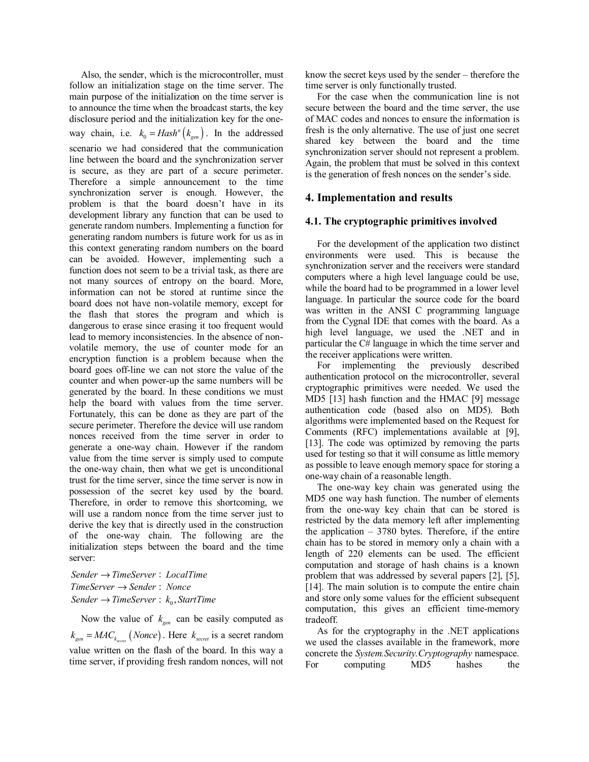Also, the sender, which is the microcontroller, must follow an initialization stage on the time server. The main purpose of the initialization on the time server is to announce the time when the broadcast starts, the key disclosure period and the initialization key for the one-way chain, i.e. $k_0 = Hash^n(k_{gen})$. In the addressed scenario we had considered that the communication line between the board and the synchronization server is secure, as they are part of a secure perimeter. Therefore a simple announcement to the time synchronization server is enough. However, the problem is that the board doesn't have in its development library any function that can be used to generate random numbers. Implementing a function for generating random numbers is future work for us as in this context generating random numbers on the board can be avoided. However, implementing such a function does not seem to be a trivial task, as there are not many sources of entropy on the board. More, information can not be stored at runtime since the board does not have non-volatile memory, except for the flash that stores the program and which is dangerous to erase since erasing it too frequent would lead to memory inconsistencies. In the absence of non-volatile memory, the use of counter mode for an encryption function is a problem because when the board goes off-line we can not store the value of the counter and when power-up the same numbers will be generated by the board. In these conditions we must help the board with values from the time server. Fortunately, this can be done as they are part of the secure perimeter. Therefore the device will use random nonces received from the time server in order to generate a one-way chain. However if the random value from the time server is simply used to compute the one-way chain, then what we get is unconditional trust for the time server, since the time server is now in possession of the secret key used by the board. Therefore, in order to remove this shortcoming, we will use a random nonce from the time server just to derive the key that is directly used in the construction of the one-way chain. The following are the initialization steps between the board and the time server:

$Sender \rightarrow TimeServer$ : $LocalTime$
$TimeServer \rightarrow Sender$ : $Nonce$
$Sender \rightarrow TimeServer$ : $k_0, StartTime$

Now the value of $k_{gen}$ can be easily computed as $k_{gen} = MAC_{k_{secret}}(Nonce)$. Here $k_{secret}$ is a secret random value written on the flash of the board. In this way a time server, if providing fresh random nonces, will not know the secret keys used by the sender – therefore the time server is only functionally trusted.

For the case when the communication line is not secure between the board and the time server, the use of MAC codes and nonces to ensure the information is fresh is the only alternative. The use of just one secret shared key between the board and the time synchronization server should not represent a problem. Again, the problem that must be solved in this context is the generation of fresh nonces on the sender's side.

## 4. Implementation and results

### 4.1. The cryptographic primitives involved

For the development of the application two distinct environments were used. This is because the synchronization server and the receivers were standard computers where a high level language could be use, while the board had to be programmed in a lower level language. In particular the source code for the board was written in the ANSI C programming language from the Cygnal IDE that comes with the board. As a high level language, we used the .NET and in particular the C# language in which the time server and the receiver applications were written.

For implementing the previously described authentication protocol on the microcontroller, several cryptographic primitives were needed. We used the MD5 [13] hash function and the HMAC [9] message authentication code (based also on MD5). Both algorithms were implemented based on the Request for Comments (RFC) implementations available at [9], [13]. The code was optimized by removing the parts used for testing so that it will consume as little memory as possible to leave enough memory space for storing a one-way chain of a reasonable length.

The one-way key chain was generated using the MD5 one way hash function. The number of elements from the one-way key chain that can be stored is restricted by the data memory left after implementing the application – 3780 bytes. Therefore, if the entire chain has to be stored in memory only a chain with a length of 220 elements can be used. The efficient computation and storage of hash chains is a known problem that was addressed by several papers [2], [5], [14]. The main solution is to compute the entire chain and store only some values for the efficient subsequent computation, this gives an efficient time-memory tradeoff.

As for the cryptography in the .NET applications we used the classes available in the framework, more concrete the *System.Security.Cryptography* namespace. For computing MD5 hashes the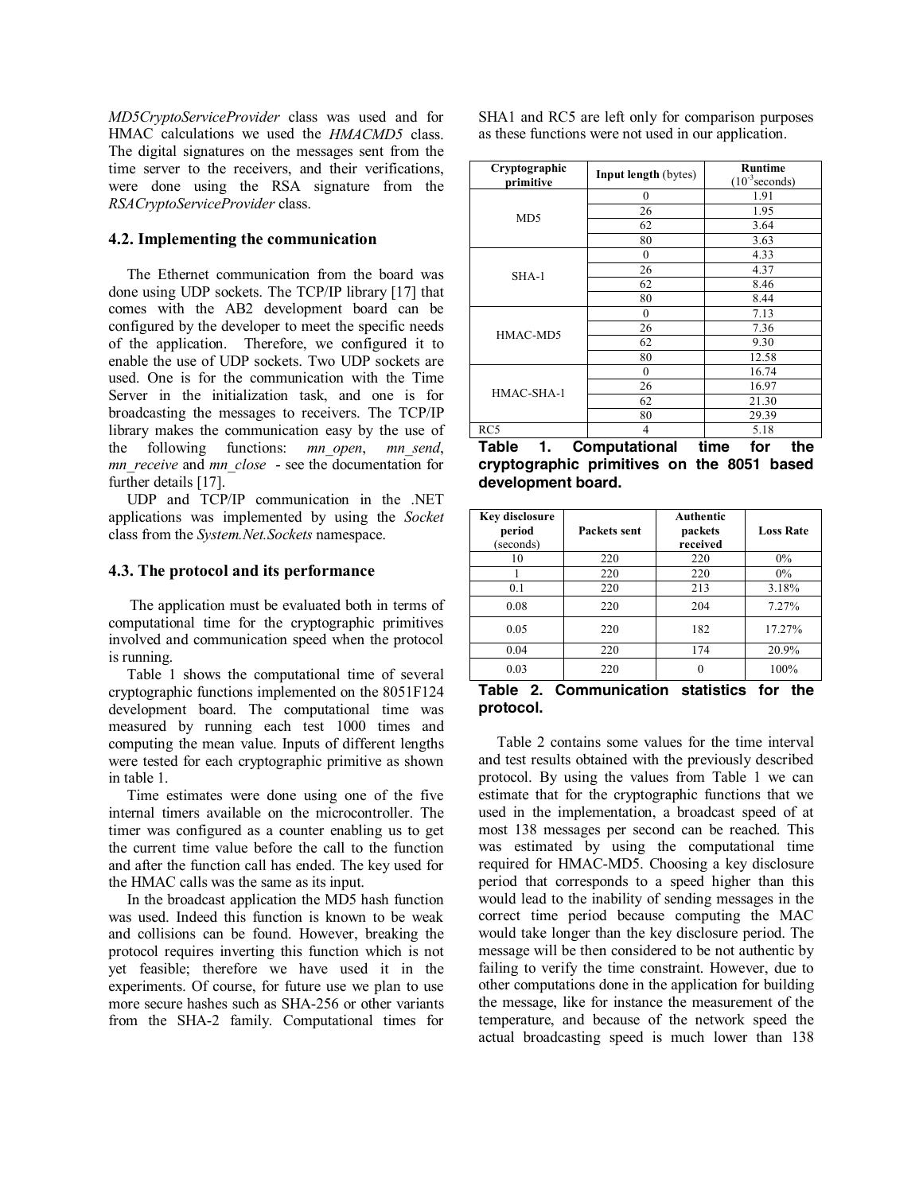*MD5CryptoServiceProvider* class was used and for HMAC calculations we used the *HMACMD5* class. The digital signatures on the messages sent from the time server to the receivers, and their verifications, were done using the RSA signature from the *RSACryptoServiceProvider* class.

### 4.2. Implementing the communication

The Ethernet communication from the board was done using UDP sockets. The TCP/IP library [17] that comes with the AB2 development board can be configured by the developer to meet the specific needs of the application. Therefore, we configured it to enable the use of UDP sockets. Two UDP sockets are used. One is for the communication with the Time Server in the initialization task, and one is for broadcasting the messages to receivers. The TCP/IP library makes the communication easy by the use of the following functions: *mn_open*, *mn_send*, *mn_receive* and *mn_close* - see the documentation for further details [17].

UDP and TCP/IP communication in the .NET applications was implemented by using the *Socket* class from the *System.Net.Sockets* namespace.

### 4.3. The protocol and its performance

The application must be evaluated both in terms of computational time for the cryptographic primitives involved and communication speed when the protocol is running.

Table 1 shows the computational time of several cryptographic functions implemented on the 8051F124 development board. The computational time was measured by running each test 1000 times and computing the mean value. Inputs of different lengths were tested for each cryptographic primitive as shown in table 1.

Time estimates were done using one of the five internal timers available on the microcontroller. The timer was configured as a counter enabling us to get the current time value before the call to the function and after the function call has ended. The key used for the HMAC calls was the same as its input.

In the broadcast application the MD5 hash function was used. Indeed this function is known to be weak and collisions can be found. However, breaking the protocol requires inverting this function which is not yet feasible; therefore we have used it in the experiments. Of course, for future use we plan to use more secure hashes such as SHA-256 or other variants from the SHA-2 family. Computational times for SHA1 and RC5 are left only for comparison purposes as these functions were not used in our application.

| Cryptographic primitive | Input length (bytes) | Runtime ($10^{-3}$seconds) |
|---|---|---|
| MD5 | 0 | 1.91 |
| | 26 | 1.95 |
| | 62 | 3.64 |
| | 80 | 3.63 |
| SHA-1 | 0 | 4.33 |
| | 26 | 4.37 |
| | 62 | 8.46 |
| | 80 | 8.44 |
| HMAC-MD5 | 0 | 7.13 |
| | 26 | 7.36 |
| | 62 | 9.30 |
| | 80 | 12.58 |
| HMAC-SHA-1 | 0 | 16.74 |
| | 26 | 16.97 |
| | 62 | 21.30 |
| | 80 | 29.39 |
| RC5 | 4 | 5.18 |

**Table 1. Computational time for the cryptographic primitives on the 8051 based development board.**

| Key disclosure period (seconds) | Packets sent | Authentic packets received | Loss Rate |
|---|---|---|---|
| 10 | 220 | 220 | 0% |
| 1 | 220 | 220 | 0% |
| 0.1 | 220 | 213 | 3.18% |
| 0.08 | 220 | 204 | 7.27% |
| 0.05 | 220 | 182 | 17.27% |
| 0.04 | 220 | 174 | 20.9% |
| 0.03 | 220 | 0 | 100% |

**Table 2. Communication statistics for the protocol.**

Table 2 contains some values for the time interval and test results obtained with the previously described protocol. By using the values from Table 1 we can estimate that for the cryptographic functions that we used in the implementation, a broadcast speed of at most 138 messages per second can be reached. This was estimated by using the computational time required for HMAC-MD5. Choosing a key disclosure period that corresponds to a speed higher than this would lead to the inability of sending messages in the correct time period because computing the MAC would take longer than the key disclosure period. The message will be then considered to be not authentic by failing to verify the time constraint. However, due to other computations done in the application for building the message, like for instance the measurement of the temperature, and because of the network speed the actual broadcasting speed is much lower than 138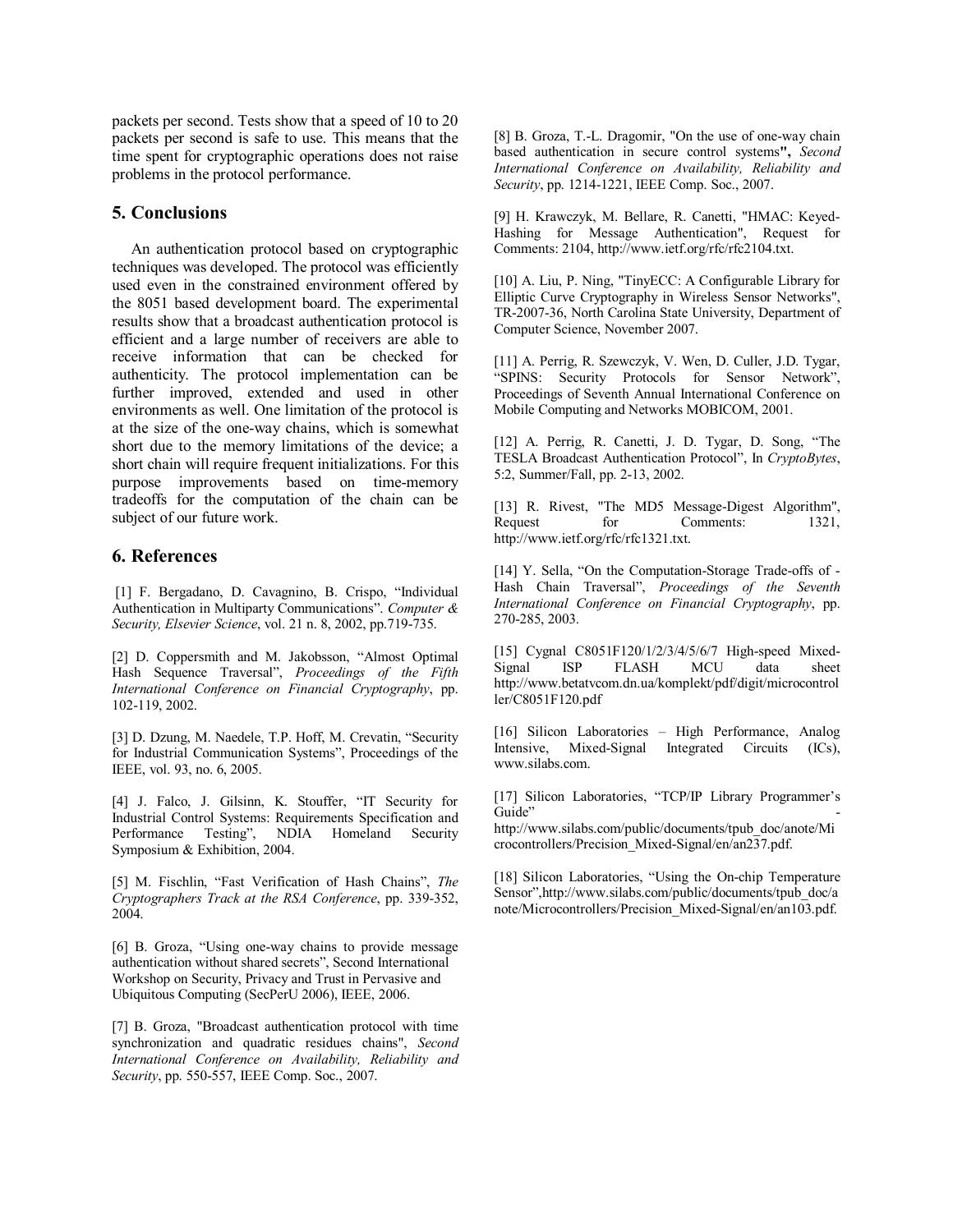packets per second. Tests show that a speed of 10 to 20 packets per second is safe to use. This means that the time spent for cryptographic operations does not raise problems in the protocol performance.

## 5. Conclusions

An authentication protocol based on cryptographic techniques was developed. The protocol was efficiently used even in the constrained environment offered by the 8051 based development board. The experimental results show that a broadcast authentication protocol is efficient and a large number of receivers are able to receive information that can be checked for authenticity. The protocol implementation can be further improved, extended and used in other environments as well. One limitation of the protocol is at the size of the one-way chains, which is somewhat short due to the memory limitations of the device; a short chain will require frequent initializations. For this purpose improvements based on time-memory tradeoffs for the computation of the chain can be subject of our future work.

## 6. References

[1] F. Bergadano, D. Cavagnino, B. Crispo, "Individual Authentication in Multiparty Communications". *Computer & Security, Elsevier Science*, vol. 21 n. 8, 2002, pp.719-735.

[2] D. Coppersmith and M. Jakobsson, "Almost Optimal Hash Sequence Traversal", *Proceedings of the Fifth International Conference on Financial Cryptography*, pp. 102-119, 2002.

[3] D. Dzung, M. Naedele, T.P. Hoff, M. Crevatin, "Security for Industrial Communication Systems", Proceedings of the IEEE, vol. 93, no. 6, 2005.

[4] J. Falco, J. Gilsinn, K. Stouffer, "IT Security for Industrial Control Systems: Requirements Specification and Performance Testing", NDIA Homeland Security Symposium & Exhibition, 2004.

[5] M. Fischlin, "Fast Verification of Hash Chains", *The Cryptographers Track at the RSA Conference*, pp. 339-352, 2004.

[6] B. Groza, "Using one-way chains to provide message authentication without shared secrets", Second International Workshop on Security, Privacy and Trust in Pervasive and Ubiquitous Computing (SecPerU 2006), IEEE, 2006.

[7] B. Groza, "Broadcast authentication protocol with time synchronization and quadratic residues chains", *Second International Conference on Availability, Reliability and Security*, pp. 550-557, IEEE Comp. Soc., 2007.

[8] B. Groza, T.-L. Dragomir, "On the use of one-way chain based authentication in secure control systems", *Second International Conference on Availability, Reliability and Security*, pp. 1214-1221, IEEE Comp. Soc., 2007.

[9] H. Krawczyk, M. Bellare, R. Canetti, "HMAC: Keyed-Hashing for Message Authentication", Request for Comments: 2104, http://www.ietf.org/rfc/rfc2104.txt.

[10] A. Liu, P. Ning, "TinyECC: A Configurable Library for Elliptic Curve Cryptography in Wireless Sensor Networks", TR-2007-36, North Carolina State University, Department of Computer Science, November 2007.

[11] A. Perrig, R. Szewczyk, V. Wen, D. Culler, J.D. Tygar, "SPINS: Security Protocols for Sensor Network", Proceedings of Seventh Annual International Conference on Mobile Computing and Networks MOBICOM, 2001.

[12] A. Perrig, R. Canetti, J. D. Tygar, D. Song, "The TESLA Broadcast Authentication Protocol", In *CryptoBytes*, 5:2, Summer/Fall, pp. 2-13, 2002.

[13] R. Rivest, "The MD5 Message-Digest Algorithm", Request for Comments: 1321, http://www.ietf.org/rfc/rfc1321.txt.

[14] Y. Sella, "On the Computation-Storage Trade-offs of Hash Chain Traversal", *Proceedings of the Seventh International Conference on Financial Cryptography*, pp. 270-285, 2003.

[15] Cygnal C8051F120/1/2/3/4/5/6/7 High-speed Mixed-Signal ISP FLASH MCU data sheet http://www.betatvcom.dn.ua/komplekt/pdf/digit/microcontroller/C8051F120.pdf

[16] Silicon Laboratories – High Performance, Analog Intensive, Mixed-Signal Integrated Circuits (ICs), www.silabs.com.

[17] Silicon Laboratories, "TCP/IP Library Programmer's Guide" - http://www.silabs.com/public/documents/tpub_doc/anote/Microcontrollers/Precision_Mixed-Signal/en/an237.pdf.

[18] Silicon Laboratories, "Using the On-chip Temperature Sensor",http://www.silabs.com/public/documents/tpub_doc/anote/Microcontrollers/Precision_Mixed-Signal/en/an103.pdf.